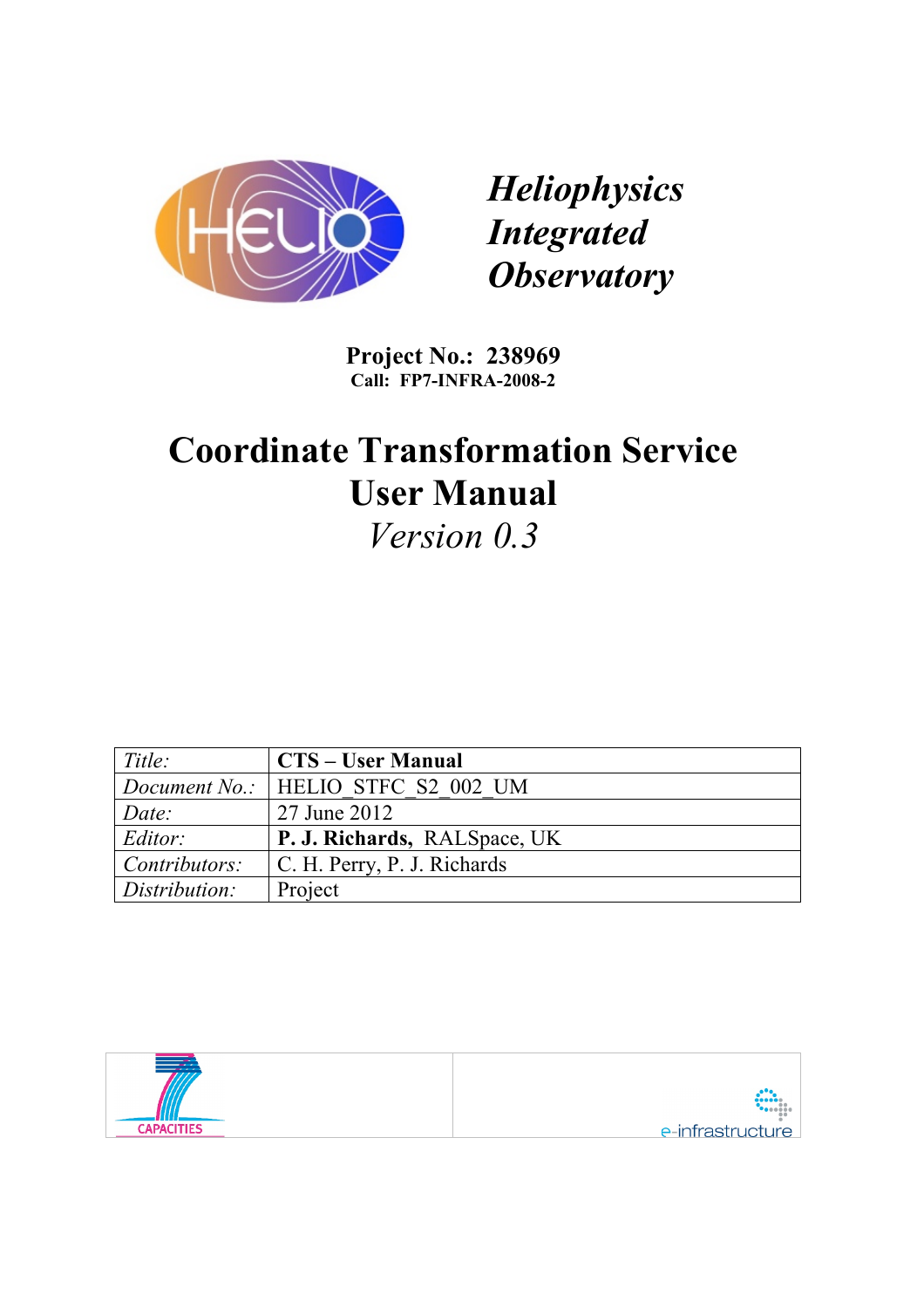*Heliophysics Integrated Observatory*

**Project No.: 238969**
**Call: FP7-INFRA-2008-2**

# Coordinate Transformation Service User Manual

*Version 0.3*

| | |
|---|---|
| *Title:* | **CTS – User Manual** |
| *Document No.:* | HELIO_STFC_S2_002_UM |
| *Date:* | 27 June 2012 |
| *Editor:* | **P. J. Richards,** RALSpace, UK |
| *Contributors:* | C. H. Perry, P. J. Richards |
| *Distribution:* | Project |

CAPACITIES

e-infrastructure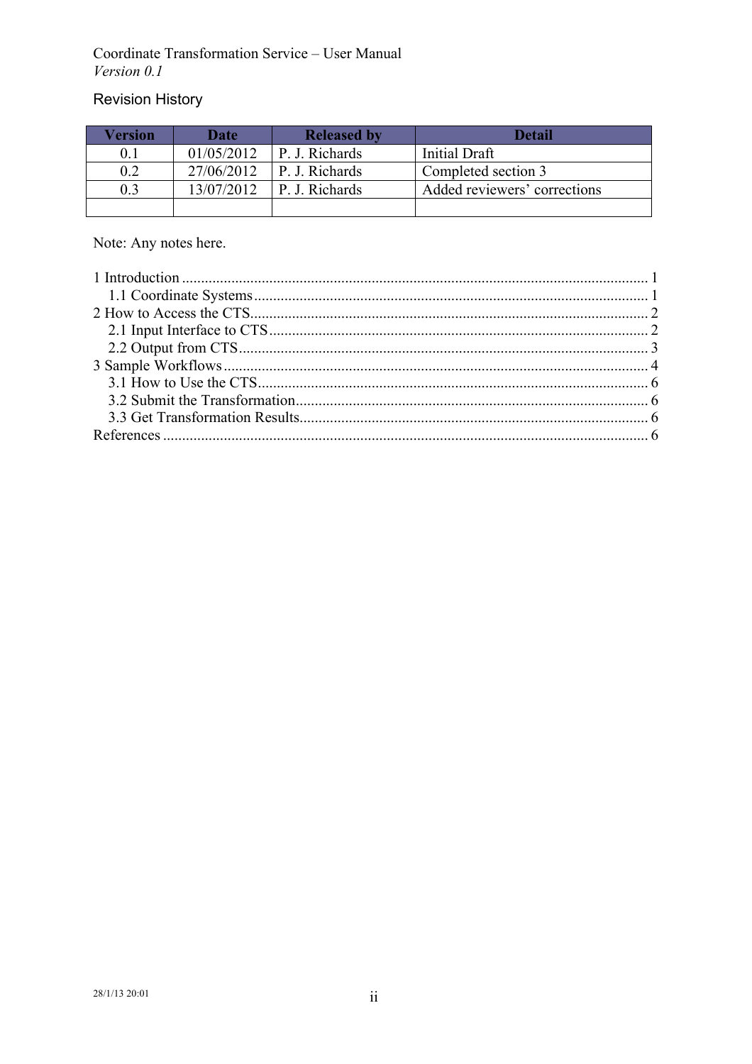## Revision History

| Version | Date | Released by | Detail |
|---|---|---|---|
| 0.1 | 01/05/2012 | P. J. Richards | Initial Draft |
| 0.2 | 27/06/2012 | P. J. Richards | Completed section 3 |
| 0.3 | 13/07/2012 | P. J. Richards | Added reviewers' corrections |
| | | | |

Note: Any notes here.

1 Introduction ........................................................................ 1
  1.1 Coordinate Systems ........................................................ 1
2 How to Access the CTS......................................................... 2
  2.1 Input Interface to CTS ..................................................... 2
  2.2 Output from CTS.............................................................. 3
3 Sample Workflows ................................................................ 4
  3.1 How to Use the CTS.......................................................... 6
  3.2 Submit the Transformation................................................ 6
  3.3 Get Transformation Results............................................... 6
References ................................................................................ 6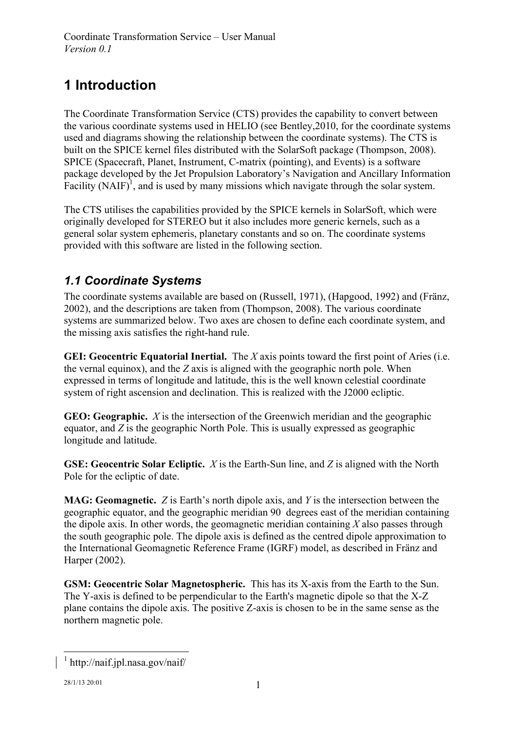# 1 Introduction

The Coordinate Transformation Service (CTS) provides the capability to convert between the various coordinate systems used in HELIO (see Bentley,2010, for the coordinate systems used and diagrams showing the relationship between the coordinate systems). The CTS is built on the SPICE kernel files distributed with the SolarSoft package (Thompson, 2008). SPICE (Spacecraft, Planet, Instrument, C-matrix (pointing), and Events) is a software package developed by the Jet Propulsion Laboratory's Navigation and Ancillary Information Facility (NAIF)[1], and is used by many missions which navigate through the solar system.

The CTS utilises the capabilities provided by the SPICE kernels in SolarSoft, which were originally developed for STEREO but it also includes more generic kernels, such as a general solar system ephemeris, planetary constants and so on. The coordinate systems provided with this software are listed in the following section.

## *1.1 Coordinate Systems*

The coordinate systems available are based on (Russell, 1971), (Hapgood, 1992) and (Fränz, 2002), and the descriptions are taken from (Thompson, 2008). The various coordinate systems are summarized below. Two axes are chosen to define each coordinate system, and the missing axis satisfies the right-hand rule.

**GEI: Geocentric Equatorial Inertial.** The *X* axis points toward the first point of Aries (i.e. the vernal equinox), and the *Z* axis is aligned with the geographic north pole. When expressed in terms of longitude and latitude, this is the well known celestial coordinate system of right ascension and declination. This is realized with the J2000 ecliptic.

**GEO: Geographic.** *X* is the intersection of the Greenwich meridian and the geographic equator, and *Z* is the geographic North Pole. This is usually expressed as geographic longitude and latitude.

**GSE: Geocentric Solar Ecliptic.** *X* is the Earth-Sun line, and *Z* is aligned with the North Pole for the ecliptic of date.

**MAG: Geomagnetic.** *Z* is Earth's north dipole axis, and *Y* is the intersection between the geographic equator, and the geographic meridian 90 degrees east of the meridian containing the dipole axis. In other words, the geomagnetic meridian containing *X* also passes through the south geographic pole. The dipole axis is defined as the centred dipole approximation to the International Geomagnetic Reference Frame (IGRF) model, as described in Fränz and Harper (2002).

**GSM: Geocentric Solar Magnetospheric.** This has its X-axis from the Earth to the Sun. The Y-axis is defined to be perpendicular to the Earth's magnetic dipole so that the X-Z plane contains the dipole axis. The positive Z-axis is chosen to be in the same sense as the northern magnetic pole.

[1] http://naif.jpl.nasa.gov/naif/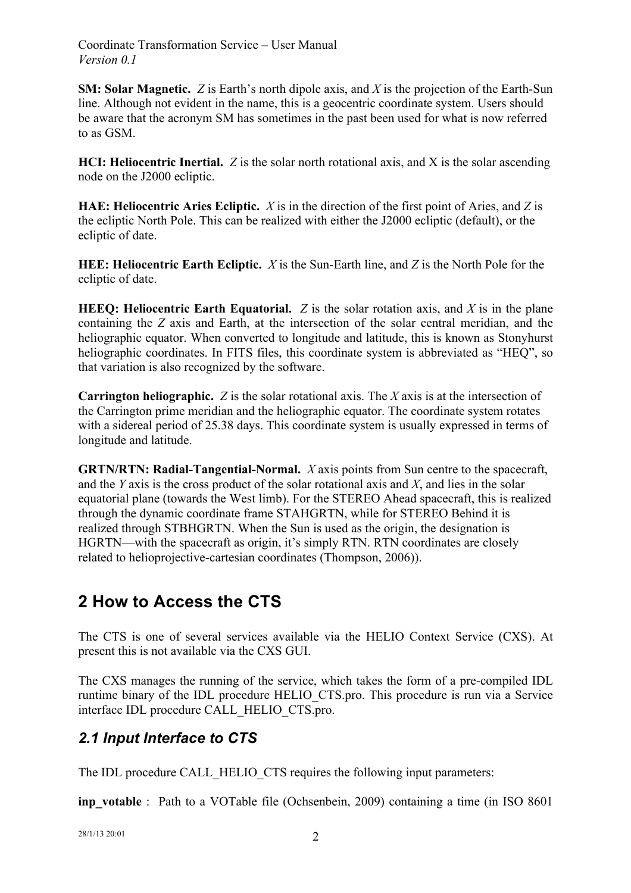**SM: Solar Magnetic.** *Z* is Earth's north dipole axis, and *X* is the projection of the Earth-Sun line. Although not evident in the name, this is a geocentric coordinate system. Users should be aware that the acronym SM has sometimes in the past been used for what is now referred to as GSM.

**HCI: Heliocentric Inertial.** *Z* is the solar north rotational axis, and X is the solar ascending node on the J2000 ecliptic.

**HAE: Heliocentric Aries Ecliptic.** *X* is in the direction of the first point of Aries, and *Z* is the ecliptic North Pole. This can be realized with either the J2000 ecliptic (default), or the ecliptic of date.

**HEE: Heliocentric Earth Ecliptic.** *X* is the Sun-Earth line, and *Z* is the North Pole for the ecliptic of date.

**HEEQ: Heliocentric Earth Equatorial.** *Z* is the solar rotation axis, and *X* is in the plane containing the *Z* axis and Earth, at the intersection of the solar central meridian, and the heliographic equator. When converted to longitude and latitude, this is known as Stonyhurst heliographic coordinates. In FITS files, this coordinate system is abbreviated as "HEQ", so that variation is also recognized by the software.

**Carrington heliographic.** *Z* is the solar rotational axis. The *X* axis is at the intersection of the Carrington prime meridian and the heliographic equator. The coordinate system rotates with a sidereal period of 25.38 days. This coordinate system is usually expressed in terms of longitude and latitude.

**GRTN/RTN: Radial-Tangential-Normal.** *X* axis points from Sun centre to the spacecraft, and the *Y* axis is the cross product of the solar rotational axis and *X*, and lies in the solar equatorial plane (towards the West limb). For the STEREO Ahead spacecraft, this is realized through the dynamic coordinate frame STAHGRTN, while for STEREO Behind it is realized through STBHGRTN. When the Sun is used as the origin, the designation is HGRTN—with the spacecraft as origin, it's simply RTN. RTN coordinates are closely related to helioprojective-cartesian coordinates (Thompson, 2006)).

## 2 How to Access the CTS

The CTS is one of several services available via the HELIO Context Service (CXS). At present this is not available via the CXS GUI.

The CXS manages the running of the service, which takes the form of a pre-compiled IDL runtime binary of the IDL procedure HELIO_CTS.pro. This procedure is run via a Service interface IDL procedure CALL_HELIO_CTS.pro.

### *2.1 Input Interface to CTS*

The IDL procedure CALL_HELIO_CTS requires the following input parameters:

**inp_votable** : Path to a VOTable file (Ochsenbein, 2009) containing a time (in ISO 8601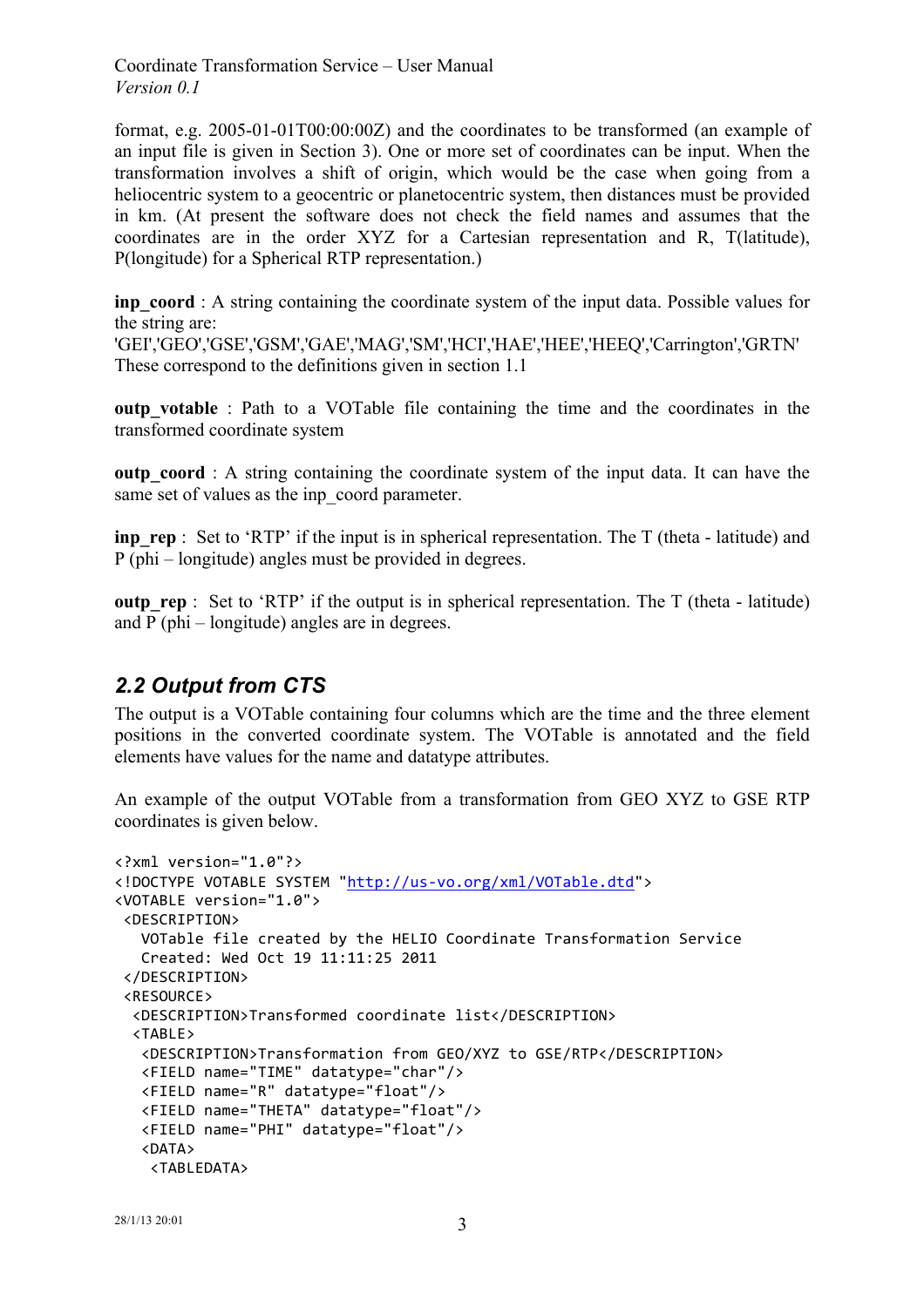format, e.g. 2005-01-01T00:00:00Z) and the coordinates to be transformed (an example of an input file is given in Section 3). One or more set of coordinates can be input. When the transformation involves a shift of origin, which would be the case when going from a heliocentric system to a geocentric or planetocentric system, then distances must be provided in km. (At present the software does not check the field names and assumes that the coordinates are in the order XYZ for a Cartesian representation and R, T(latitude), P(longitude) for a Spherical RTP representation.)

**inp_coord** : A string containing the coordinate system of the input data. Possible values for the string are:
'GEI','GEO','GSE','GSM','GAE','MAG','SM','HCI','HAE','HEE','HEEQ','Carrington','GRTN'
These correspond to the definitions given in section 1.1

**outp_votable** : Path to a VOTable file containing the time and the coordinates in the transformed coordinate system

**outp_coord** : A string containing the coordinate system of the input data. It can have the same set of values as the inp_coord parameter.

**inp_rep** : Set to 'RTP' if the input is in spherical representation. The T (theta - latitude) and P (phi – longitude) angles must be provided in degrees.

**outp_rep** : Set to 'RTP' if the output is in spherical representation. The T (theta - latitude) and P (phi – longitude) angles are in degrees.

## *2.2 Output from CTS*

The output is a VOTable containing four columns which are the time and the three element positions in the converted coordinate system. The VOTable is annotated and the field elements have values for the name and datatype attributes.

An example of the output VOTable from a transformation from GEO XYZ to GSE RTP coordinates is given below.

```
<?xml version="1.0"?>
<!DOCTYPE VOTABLE SYSTEM "http://us-vo.org/xml/VOTable.dtd">
<VOTABLE version="1.0">
 <DESCRIPTION>
   VOTable file created by the HELIO Coordinate Transformation Service
   Created: Wed Oct 19 11:11:25 2011
 </DESCRIPTION>
 <RESOURCE>
  <DESCRIPTION>Transformed coordinate list</DESCRIPTION>
  <TABLE>
   <DESCRIPTION>Transformation from GEO/XYZ to GSE/RTP</DESCRIPTION>
   <FIELD name="TIME" datatype="char"/>
   <FIELD name="R" datatype="float"/>
   <FIELD name="THETA" datatype="float"/>
   <FIELD name="PHI" datatype="float"/>
   <DATA>
    <TABLEDATA>
```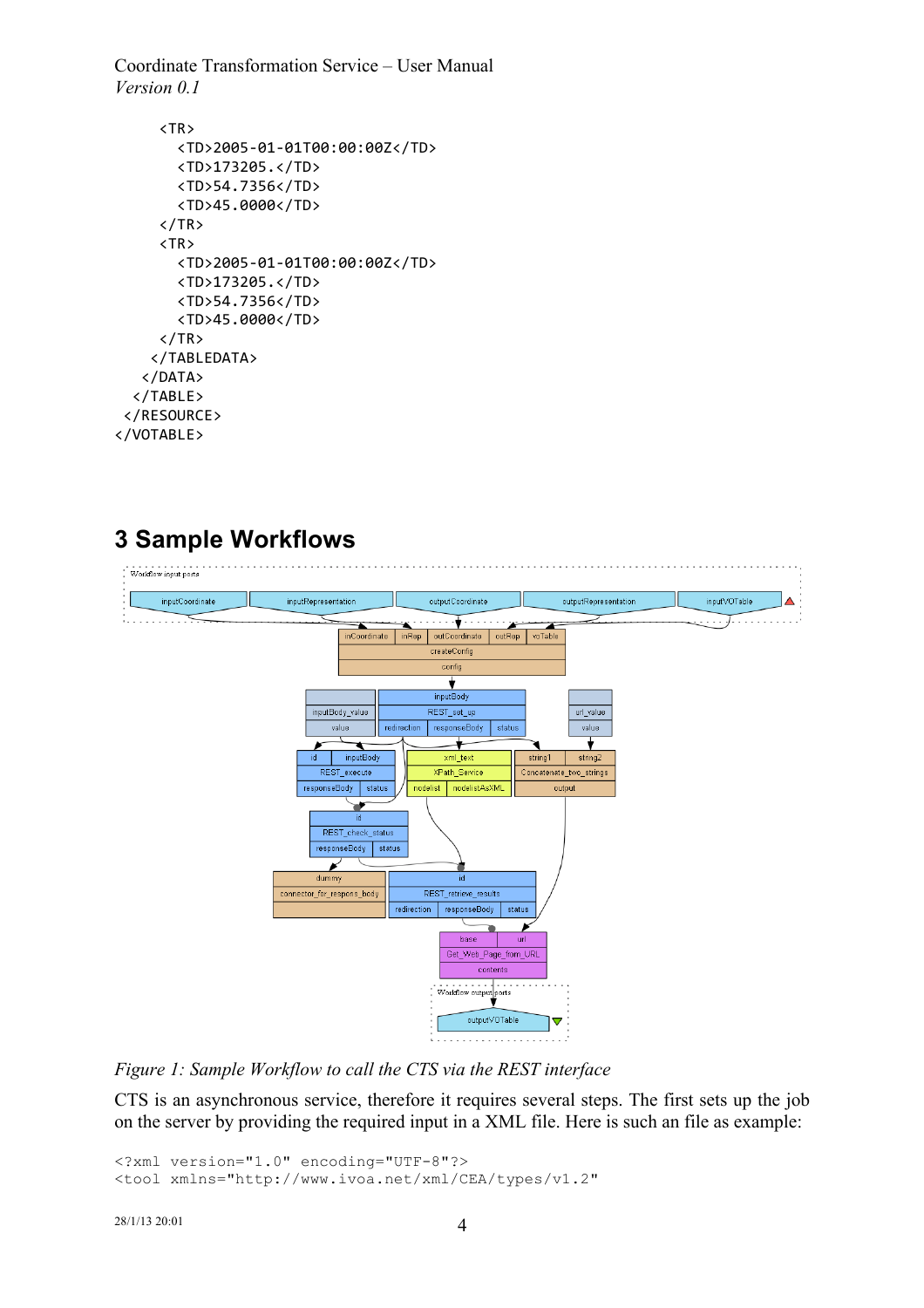```
    <TR>
      <TD>2005-01-01T00:00:00Z</TD>
      <TD>173205.</TD>
      <TD>54.7356</TD>
      <TD>45.0000</TD>
    </TR>
    <TR>
      <TD>2005-01-01T00:00:00Z</TD>
      <TD>173205.</TD>
      <TD>54.7356</TD>
      <TD>45.0000</TD>
    </TR>
   </TABLEDATA>
  </DATA>
 </TABLE>
 </RESOURCE>
</VOTABLE>
```

## 3 Sample Workflows

*Figure 1: Sample Workflow to call the CTS via the REST interface*

CTS is an asynchronous service, therefore it requires several steps. The first sets up the job on the server by providing the required input in a XML file. Here is such an file as example:

```
<?xml version="1.0" encoding="UTF-8"?>
<tool xmlns="http://www.ivoa.net/xml/CEA/types/v1.2"
```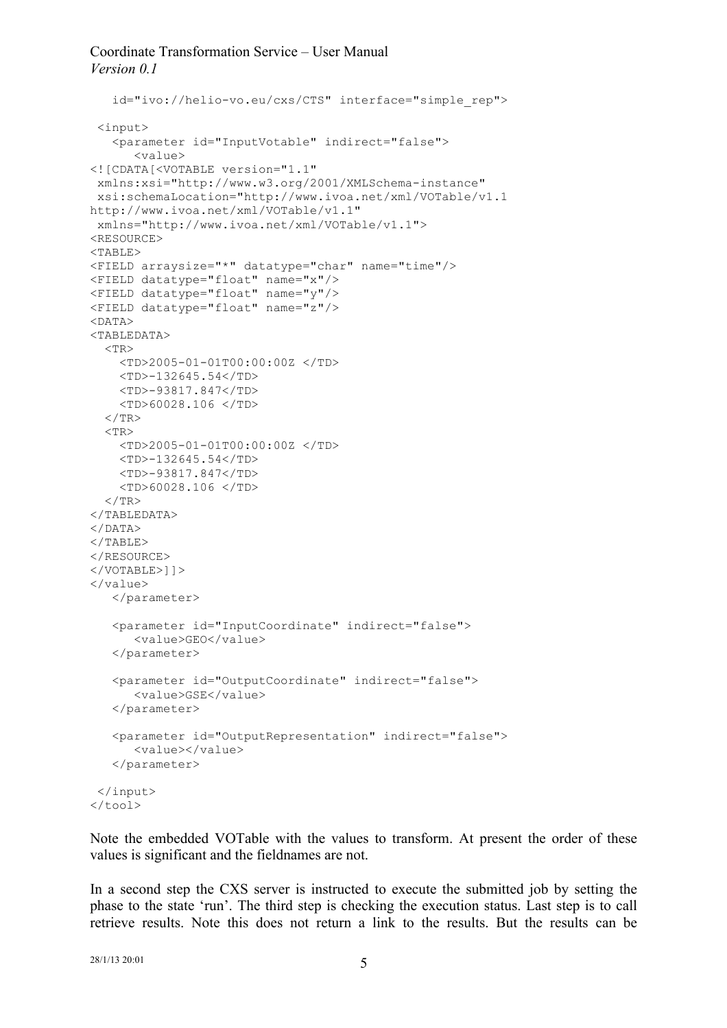```
   id="ivo://helio-vo.eu/cxs/CTS" interface="simple_rep">

 <input>
   <parameter id="InputVotable" indirect="false">
      <value>
<![CDATA[<VOTABLE version="1.1"
 xmlns:xsi="http://www.w3.org/2001/XMLSchema-instance"
 xsi:schemaLocation="http://www.ivoa.net/xml/VOTable/v1.1
http://www.ivoa.net/xml/VOTable/v1.1"
 xmlns="http://www.ivoa.net/xml/VOTable/v1.1">
<RESOURCE>
<TABLE>
<FIELD arraysize="*" datatype="char" name="time"/>
<FIELD datatype="float" name="x"/>
<FIELD datatype="float" name="y"/>
<FIELD datatype="float" name="z"/>
<DATA>
<TABLEDATA>
  <TR>
    <TD>2005-01-01T00:00:00Z </TD>
    <TD>-132645.54</TD>
    <TD>-93817.847</TD>
    <TD>60028.106 </TD>
  </TR>
  <TR>
    <TD>2005-01-01T00:00:00Z </TD>
    <TD>-132645.54</TD>
    <TD>-93817.847</TD>
    <TD>60028.106 </TD>
  </TR>
</TABLEDATA>
</DATA>
</TABLE>
</RESOURCE>
</VOTABLE>]]>
</value>
   </parameter>

   <parameter id="InputCoordinate" indirect="false">
      <value>GEO</value>
   </parameter>

   <parameter id="OutputCoordinate" indirect="false">
      <value>GSE</value>
   </parameter>

   <parameter id="OutputRepresentation" indirect="false">
      <value></value>
   </parameter>

 </input>
</tool>
```

Note the embedded VOTable with the values to transform. At present the order of these values is significant and the fieldnames are not.

In a second step the CXS server is instructed to execute the submitted job by setting the phase to the state 'run'. The third step is checking the execution status. Last step is to call retrieve results. Note this does not return a link to the results. But the results can be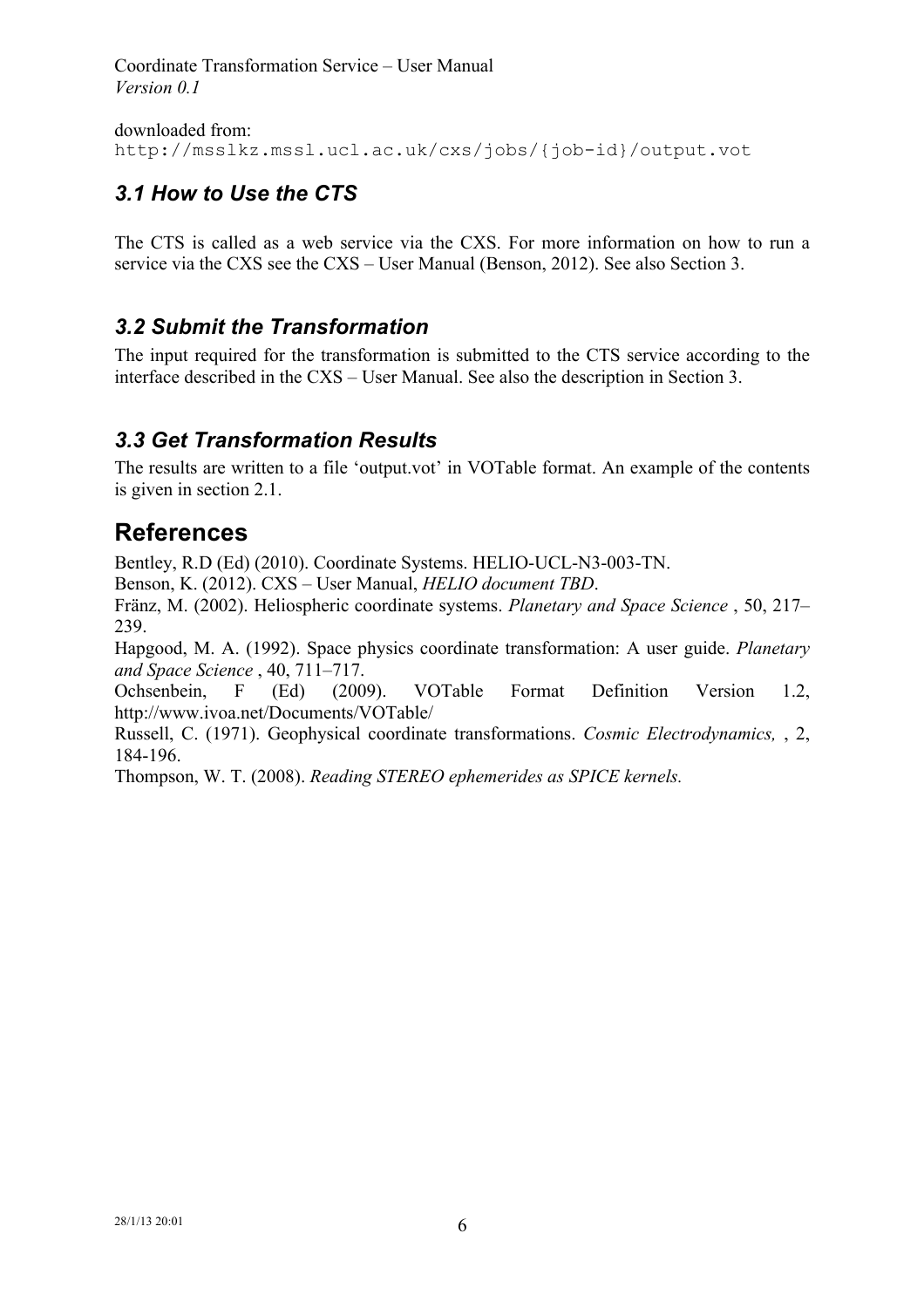downloaded from:
`http://msslkz.mssl.ucl.ac.uk/cxs/jobs/{job-id}/output.vot`

### *3.1 How to Use the CTS*

The CTS is called as a web service via the CXS. For more information on how to run a service via the CXS see the CXS – User Manual (Benson, 2012). See also Section 3.

### *3.2 Submit the Transformation*

The input required for the transformation is submitted to the CTS service according to the interface described in the CXS – User Manual. See also the description in Section 3.

### *3.3 Get Transformation Results*

The results are written to a file 'output.vot' in VOTable format. An example of the contents is given in section 2.1.

## References

Bentley, R.D (Ed) (2010). Coordinate Systems. HELIO-UCL-N3-003-TN.

Benson, K. (2012). CXS – User Manual, *HELIO document TBD*.

Fränz, M. (2002). Heliospheric coordinate systems. *Planetary and Space Science* , 50, 217–239.

Hapgood, M. A. (1992). Space physics coordinate transformation: A user guide. *Planetary and Space Science* , 40, 711–717.

Ochsenbein, F (Ed) (2009). VOTable Format Definition Version 1.2, http://www.ivoa.net/Documents/VOTable/

Russell, C. (1971). Geophysical coordinate transformations. *Cosmic Electrodynamics,* , 2, 184-196.

Thompson, W. T. (2008). *Reading STEREO ephemerides as SPICE kernels.*